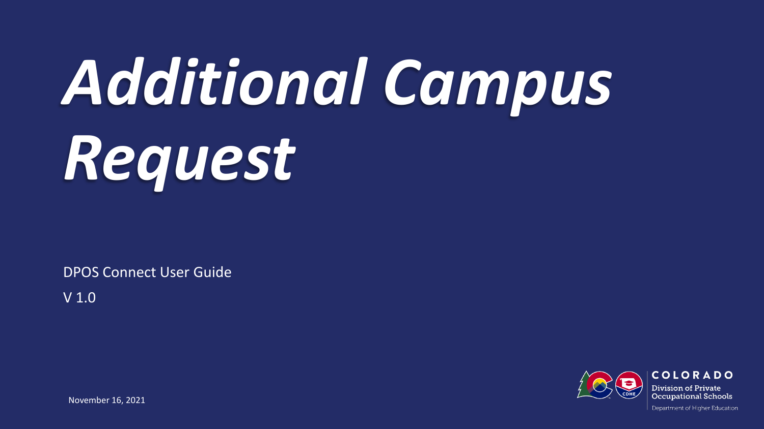# *Additional Campus Request*

DPOS Connect User Guide

V 1.0

November 16, 2021

COLORADO

Division of Private Occupational Schools

Department of Higher Education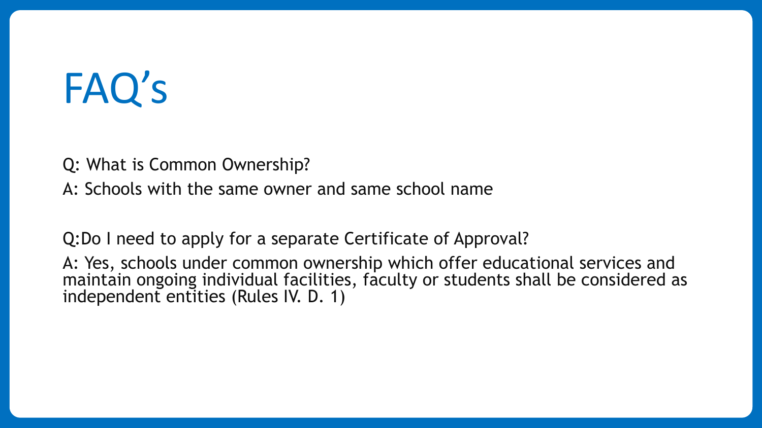# FAQ's

Q: What is Common Ownership?

A: Schools with the same owner and same school name

Q:Do I need to apply for a separate Certificate of Approval?

A: Yes, schools under common ownership which offer educational services and maintain ongoing individual facilities, faculty or students shall be considered as independent entities (Rules IV. D. 1)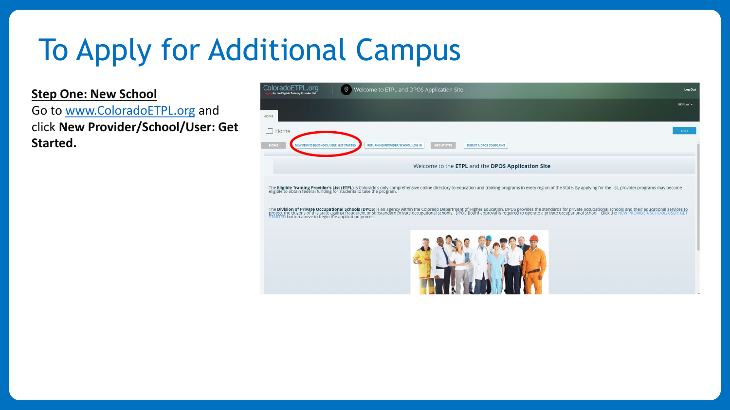# To Apply for Additional Campus

**Step One: New School**

Go to www.ColoradoETPL.org and click **New Provider/School/User: Get Started.**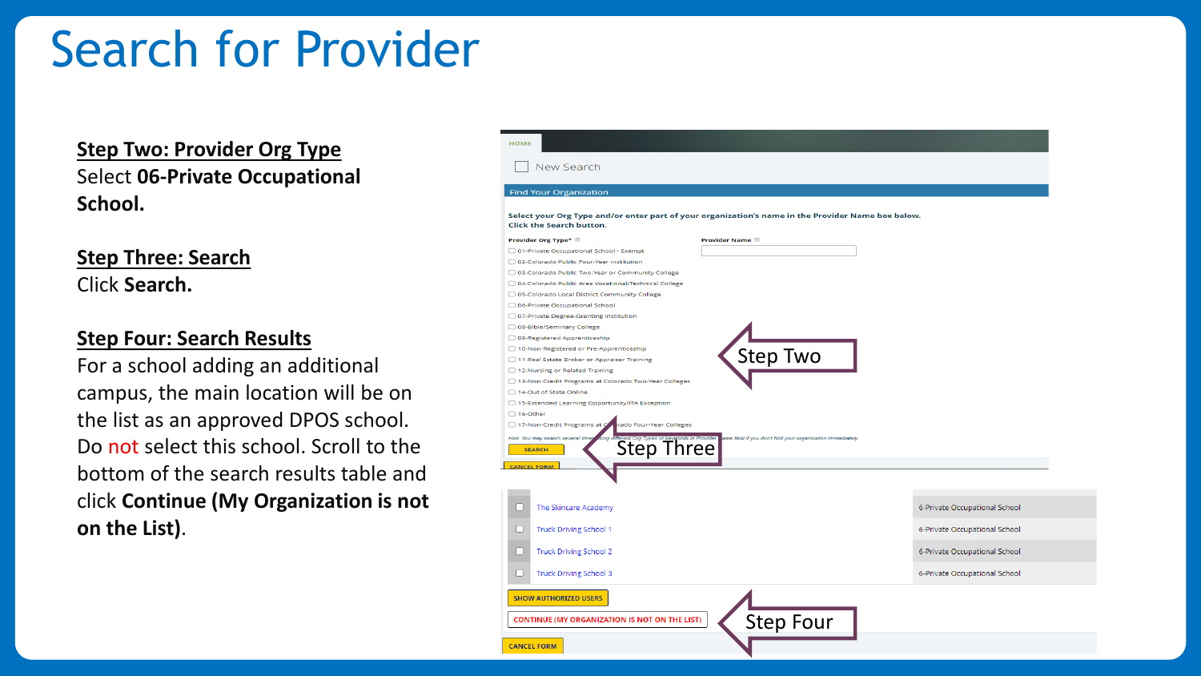# Search for Provider

**Step Two: Provider Org Type**
Select **06-Private Occupational School.**

**Step Three: Search**
Click **Search.**

**Step Four: Search Results**
For a school adding an additional campus, the main location will be on the list as an approved DPOS school. Do not select this school. Scroll to the bottom of the search results table and click **Continue (My Organization is not on the List)**.

HOME

New Search

Find Your Organization

Select your Org Type and/or enter part of your organization's name in the Provider Name box below.
Click the Search button.

Provider Org Type*

- 01-Private Occupational School - Exempt
- 02-Colorado Public Four-Year Institution
- 03-Colorado Public Two-Year or Community College
- 04-Colorado Public Area Vocational/Technical College
- 05-Colorado Local District Community College
- 06-Private Occupational School
- 07-Private Degree-Granting Institution
- 08-Bible/Seminary College
- 09-Registered Apprenticeship
- 10-Non-Registered or Pre-Apprenticeship
- 11-Real Estate Broker or Appraiser Training
- 12-Nursing or Related Training
- 13-Non-Credit Programs at Colorado Two-Year Colleges
- 14-Out of State Online
- 15-Extended Learning Opportunity/ITA Exception
- 16-Other
- 17-Non-Credit Programs at Colorado Four-Year Colleges

Provider Name

SEARCH

CANCEL FORM

Step Two

Step Three

| | | |
|---|---|---|
| ☐ | The Skincare Academy | 6-Private Occupational School |
| ☐ | Truck Driving School 1 | 6-Private Occupational School |
| ☐ | Truck Driving School 2 | 6-Private Occupational School |
| ☐ | Truck Driving School 3 | 6-Private Occupational School |

SHOW AUTHORIZED USERS

CONTINUE (MY ORGANIZATION IS NOT ON THE LIST)

CANCEL FORM

Step Four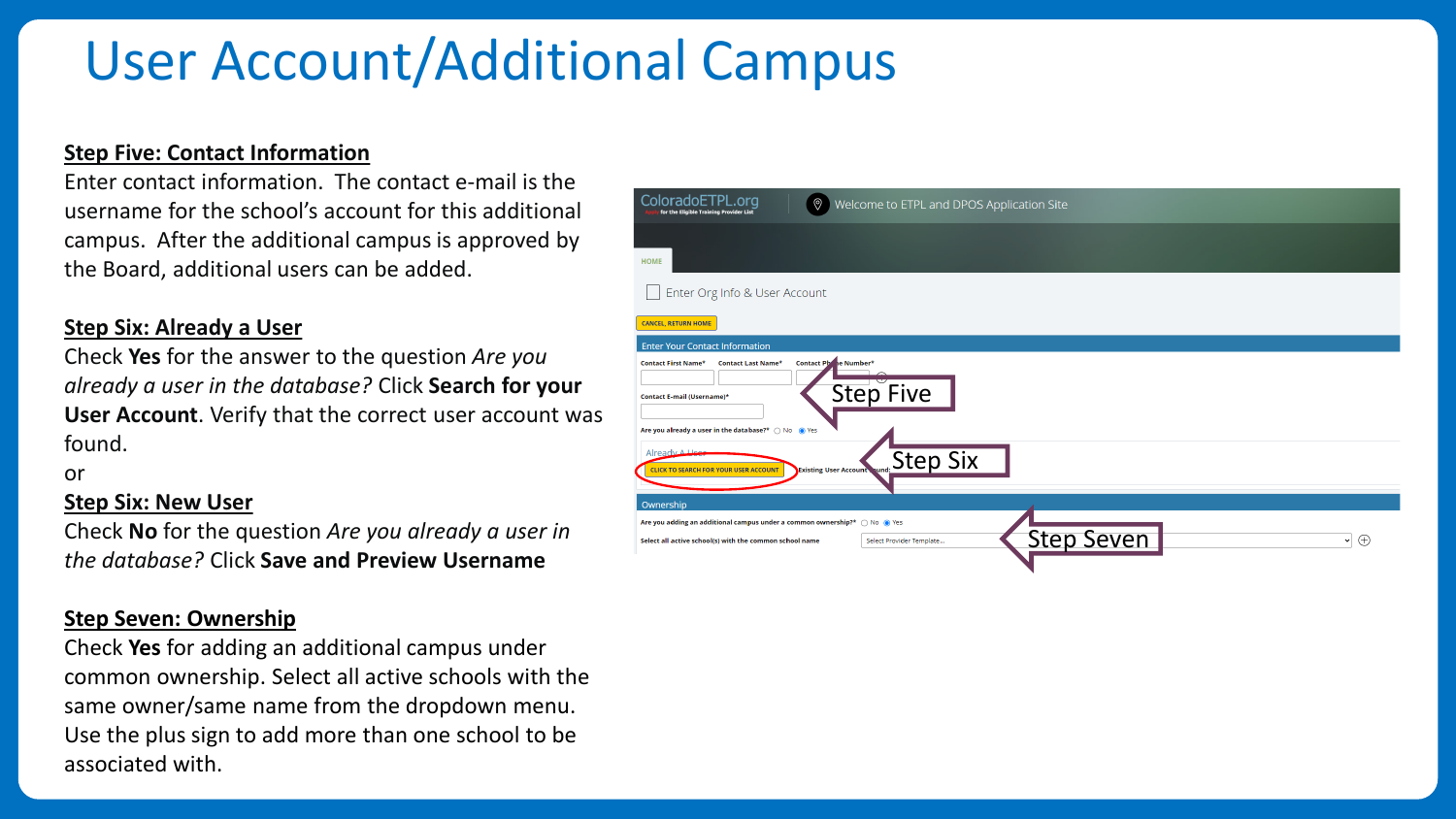# User Account/Additional Campus

**Step Five: Contact Information**

Enter contact information. The contact e-mail is the username for the school's account for this additional campus. After the additional campus is approved by the Board, additional users can be added.

**Step Six: Already a User**

Check **Yes** for the answer to the question *Are you already a user in the database?* Click **Search for your User Account**. Verify that the correct user account was found.

or

**Step Six: New User**

Check **No** for the question *Are you already a user in the database?* Click **Save and Preview Username**

**Step Seven: Ownership**

Check **Yes** for adding an additional campus under common ownership. Select all active schools with the same owner/same name from the dropdown menu. Use the plus sign to add more than one school to be associated with.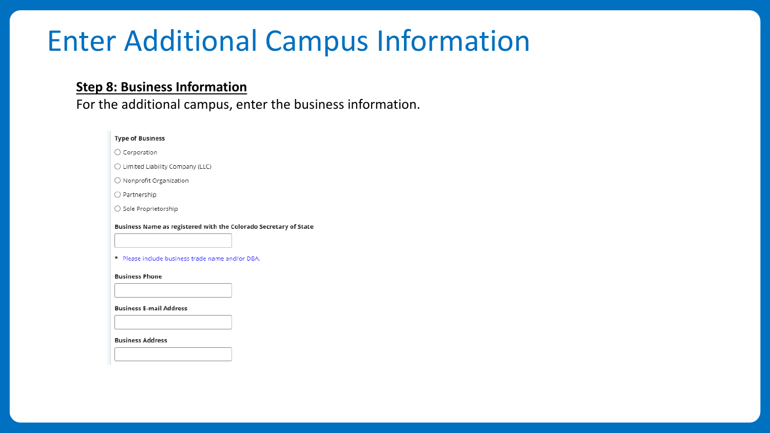# Enter Additional Campus Information

**Step 8: Business Information**

For the additional campus, enter the business information.

**Type of Business**

- ○ Corporation
- ○ Limited Liability Company (LLC)
- ○ Nonprofit Organization
- ○ Partnership
- ○ Sole Proprietorship

**Business Name as registered with the Colorado Secretary of State**

* Please include business trade name and/or DBA.

**Business Phone**

**Business E-mail Address**

**Business Address**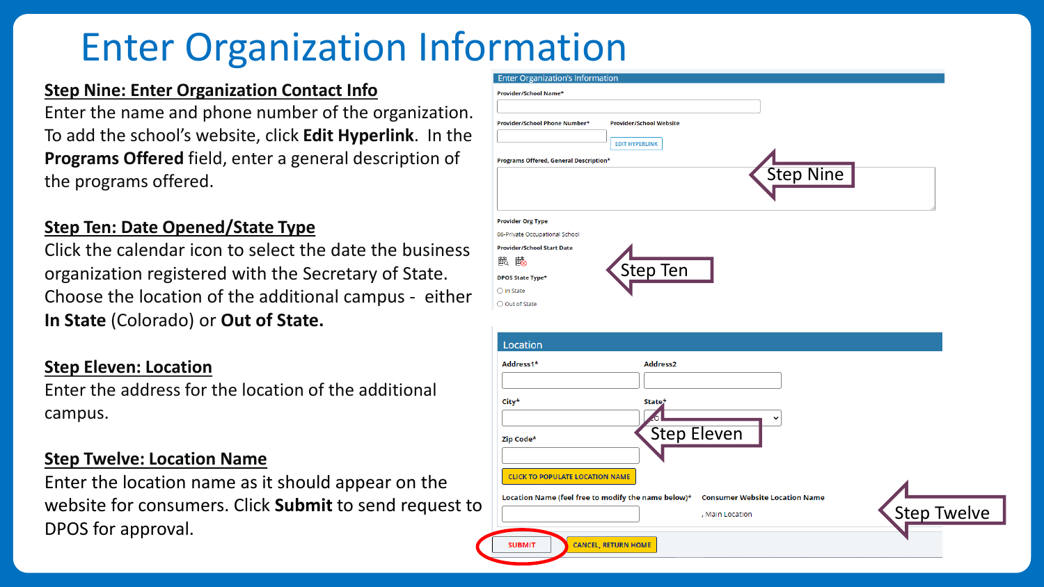# Enter Organization Information

**Step Nine: Enter Organization Contact Info**

Enter the name and phone number of the organization. To add the school's website, click **Edit Hyperlink**. In the **Programs Offered** field, enter a general description of the programs offered.

**Step Ten: Date Opened/State Type**

Click the calendar icon to select the date the business organization registered with the Secretary of State. Choose the location of the additional campus - either **In State** (Colorado) or **Out of State**.

**Step Eleven: Location**

Enter the address for the location of the additional campus.

**Step Twelve: Location Name**

Enter the location name as it should appear on the website for consumers. Click **Submit** to send request to DPOS for approval.

Enter Organization's Information

Provider/School Name*

Provider/School Phone Number*

Provider/School Website

EDIT HYPERLINK

Programs Offered, General Description*

Step Nine

Provider Org Type

06-Private Occupational School

Provider/School Start Date

Step Ten

DPOS State Type*

- In State
- Out of State

Location

Address1*

Address2

City*

State*

Zip Code*

Step Eleven

CLICK TO POPULATE LOCATION NAME

Location Name (feel free to modify the name below)*

Consumer Website Location Name

, Main Location

Step Twelve

SUBMIT

CANCEL, RETURN HOME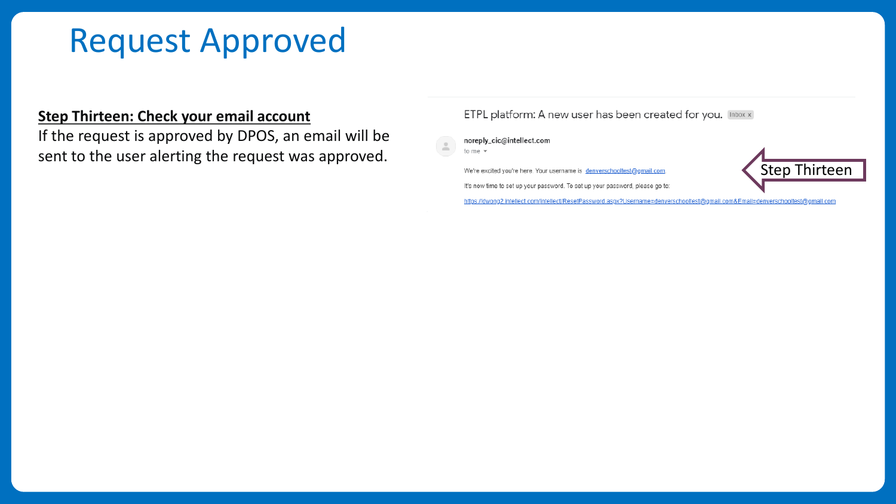# Request Approved

**Step Thirteen: Check your email account**

If the request is approved by DPOS, an email will be sent to the user alerting the request was approved.

ETPL platform: A new user has been created for you. Inbox x

noreply_cic@intellect.com

to me

We're excited you're here. Your username is denverschooltest@gmail.com

It's now time to set up your password. To set up your password, please go to:

https://dwong2.intellect.com/Intellect/ResetPassword.aspx?Username=denverschooltest@gmail.com&Email=denverschooltest@gmail.com

Step Thirteen